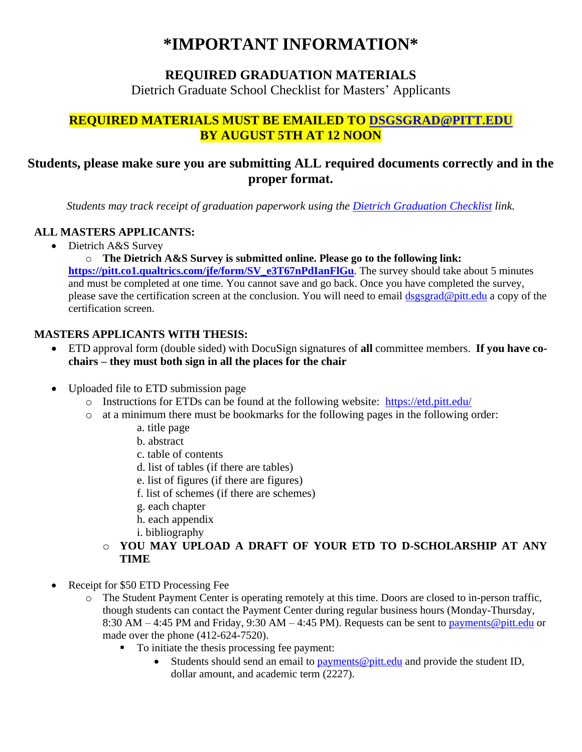# *IMPORTANT INFORMATION*

## REQUIRED GRADUATION MATERIALS

Dietrich Graduate School Checklist for Masters' Applicants

**REQUIRED MATERIALS MUST BE EMAILED TO [DSGSGRAD@PITT.EDU](mailto:DSGSGRAD@PITT.EDU)**
**BY AUGUST 5TH AT 12 NOON**

### Students, please make sure you are submitting ALL required documents correctly and in the proper format.

*Students may track receipt of graduation paperwork using the [Dietrich Graduation Checklist](#) link.*

**ALL MASTERS APPLICANTS:**

- Dietrich A&S Survey
  - **The Dietrich A&S Survey is submitted online. Please go to the following link: [https://pitt.co1.qualtrics.com/jfe/form/SV_e3T67nPdIanFlGu](https://pitt.co1.qualtrics.com/jfe/form/SV_e3T67nPdIanFlGu)**. The survey should take about 5 minutes and must be completed at one time. You cannot save and go back. Once you have completed the survey, please save the certification screen at the conclusion. You will need to email [dsgsgrad@pitt.edu](mailto:dsgsgrad@pitt.edu) a copy of the certification screen.

**MASTERS APPLICANTS WITH THESIS:**

- ETD approval form (double sided) with DocuSign signatures of **all** committee members. **If you have co-chairs – they must both sign in all the places for the chair**

- Uploaded file to ETD submission page
  - Instructions for ETDs can be found at the following website: [https://etd.pitt.edu/](https://etd.pitt.edu/)
  - at a minimum there must be bookmarks for the following pages in the following order:
    - a. title page
    - b. abstract
    - c. table of contents
    - d. list of tables (if there are tables)
    - e. list of figures (if there are figures)
    - f. list of schemes (if there are schemes)
    - g. each chapter
    - h. each appendix
    - i. bibliography
  - **YOU MAY UPLOAD A DRAFT OF YOUR ETD TO D-SCHOLARSHIP AT ANY TIME**

- Receipt for $50 ETD Processing Fee
  - The Student Payment Center is operating remotely at this time. Doors are closed to in-person traffic, though students can contact the Payment Center during regular business hours (Monday-Thursday, 8:30 AM – 4:45 PM and Friday, 9:30 AM – 4:45 PM). Requests can be sent to [payments@pitt.edu](mailto:payments@pitt.edu) or made over the phone (412-624-7520).
    - To initiate the thesis processing fee payment:
      - Students should send an email to [payments@pitt.edu](mailto:payments@pitt.edu) and provide the student ID, dollar amount, and academic term (2227).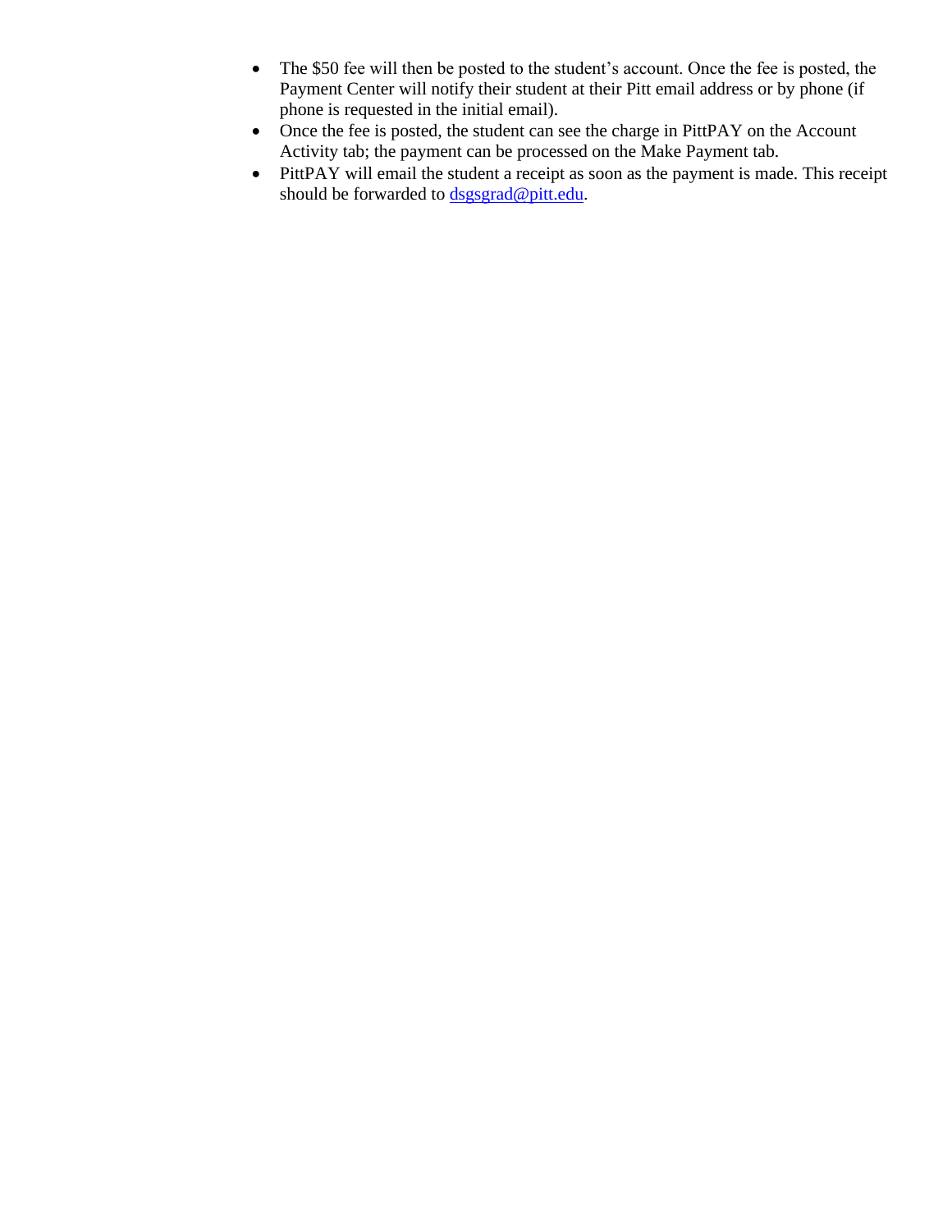- The $50 fee will then be posted to the student's account. Once the fee is posted, the Payment Center will notify their student at their Pitt email address or by phone (if phone is requested in the initial email).
- Once the fee is posted, the student can see the charge in PittPAY on the Account Activity tab; the payment can be processed on the Make Payment tab.
- PittPAY will email the student a receipt as soon as the payment is made. This receipt should be forwarded to [dsgsgrad@pitt.edu](mailto:dsgsgrad@pitt.edu).